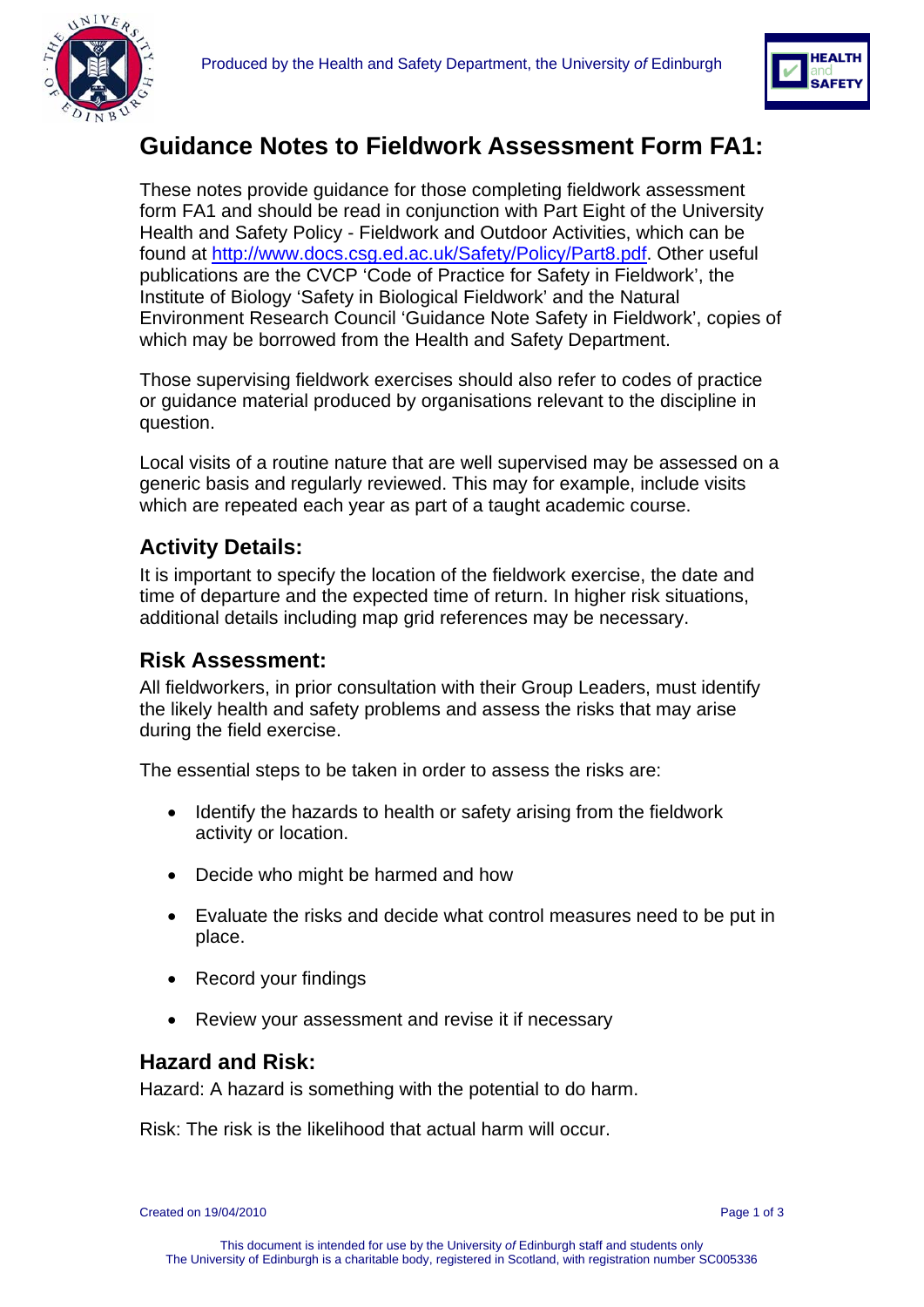# Guidance Notes to Fieldwork Assessment Form FA1:

These notes provide guidance for those completing fieldwork assessment form FA1 and should be read in conjunction with Part Eight of the University Health and Safety Policy - Fieldwork and Outdoor Activities, which can be found at http://www.docs.csg.ed.ac.uk/Safety/Policy/Part8.pdf. Other useful publications are the CVCP 'Code of Practice for Safety in Fieldwork', the Institute of Biology 'Safety in Biological Fieldwork' and the Natural Environment Research Council 'Guidance Note Safety in Fieldwork', copies of which may be borrowed from the Health and Safety Department.

Those supervising fieldwork exercises should also refer to codes of practice or guidance material produced by organisations relevant to the discipline in question.

Local visits of a routine nature that are well supervised may be assessed on a generic basis and regularly reviewed. This may for example, include visits which are repeated each year as part of a taught academic course.

## Activity Details:

It is important to specify the location of the fieldwork exercise, the date and time of departure and the expected time of return. In higher risk situations, additional details including map grid references may be necessary.

## Risk Assessment:

All fieldworkers, in prior consultation with their Group Leaders, must identify the likely health and safety problems and assess the risks that may arise during the field exercise.

The essential steps to be taken in order to assess the risks are:

- Identify the hazards to health or safety arising from the fieldwork activity or location.
- Decide who might be harmed and how
- Evaluate the risks and decide what control measures need to be put in place.
- Record your findings
- Review your assessment and revise it if necessary

## Hazard and Risk:

Hazard: A hazard is something with the potential to do harm.

Risk: The risk is the likelihood that actual harm will occur.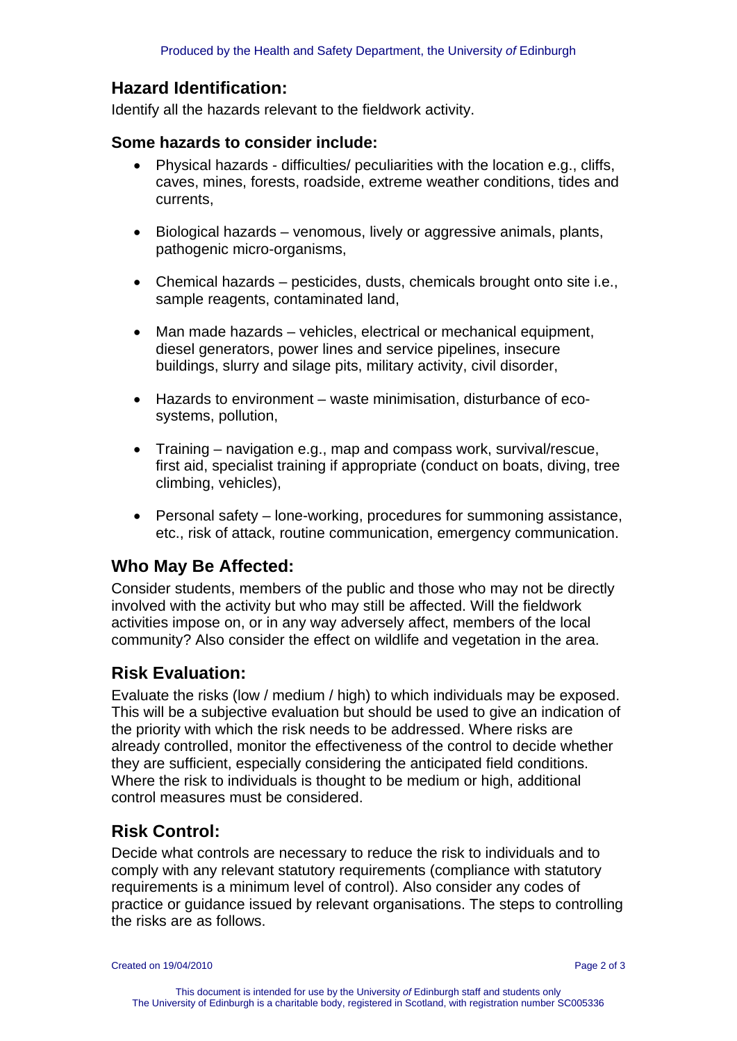## Hazard Identification:

Identify all the hazards relevant to the fieldwork activity.

### Some hazards to consider include:

- Physical hazards - difficulties/ peculiarities with the location e.g., cliffs, caves, mines, forests, roadside, extreme weather conditions, tides and currents,
- Biological hazards – venomous, lively or aggressive animals, plants, pathogenic micro-organisms,
- Chemical hazards – pesticides, dusts, chemicals brought onto site i.e., sample reagents, contaminated land,
- Man made hazards – vehicles, electrical or mechanical equipment, diesel generators, power lines and service pipelines, insecure buildings, slurry and silage pits, military activity, civil disorder,
- Hazards to environment – waste minimisation, disturbance of eco-systems, pollution,
- Training – navigation e.g., map and compass work, survival/rescue, first aid, specialist training if appropriate (conduct on boats, diving, tree climbing, vehicles),
- Personal safety – lone-working, procedures for summoning assistance, etc., risk of attack, routine communication, emergency communication.

## Who May Be Affected:

Consider students, members of the public and those who may not be directly involved with the activity but who may still be affected. Will the fieldwork activities impose on, or in any way adversely affect, members of the local community? Also consider the effect on wildlife and vegetation in the area.

## Risk Evaluation:

Evaluate the risks (low / medium / high) to which individuals may be exposed. This will be a subjective evaluation but should be used to give an indication of the priority with which the risk needs to be addressed. Where risks are already controlled, monitor the effectiveness of the control to decide whether they are sufficient, especially considering the anticipated field conditions. Where the risk to individuals is thought to be medium or high, additional control measures must be considered.

## Risk Control:

Decide what controls are necessary to reduce the risk to individuals and to comply with any relevant statutory requirements (compliance with statutory requirements is a minimum level of control). Also consider any codes of practice or guidance issued by relevant organisations. The steps to controlling the risks are as follows.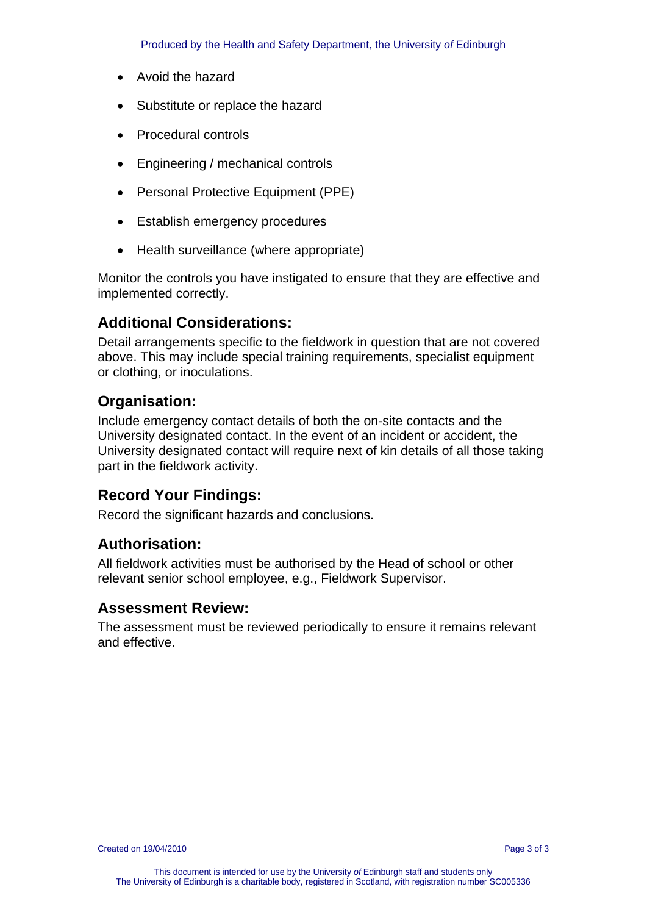- Avoid the hazard
- Substitute or replace the hazard
- Procedural controls
- Engineering / mechanical controls
- Personal Protective Equipment (PPE)
- Establish emergency procedures
- Health surveillance (where appropriate)

Monitor the controls you have instigated to ensure that they are effective and implemented correctly.

## Additional Considerations:

Detail arrangements specific to the fieldwork in question that are not covered above. This may include special training requirements, specialist equipment or clothing, or inoculations.

## Organisation:

Include emergency contact details of both the on-site contacts and the University designated contact. In the event of an incident or accident, the University designated contact will require next of kin details of all those taking part in the fieldwork activity.

## Record Your Findings:

Record the significant hazards and conclusions.

## Authorisation:

All fieldwork activities must be authorised by the Head of school or other relevant senior school employee, e.g., Fieldwork Supervisor.

## Assessment Review:

The assessment must be reviewed periodically to ensure it remains relevant and effective.